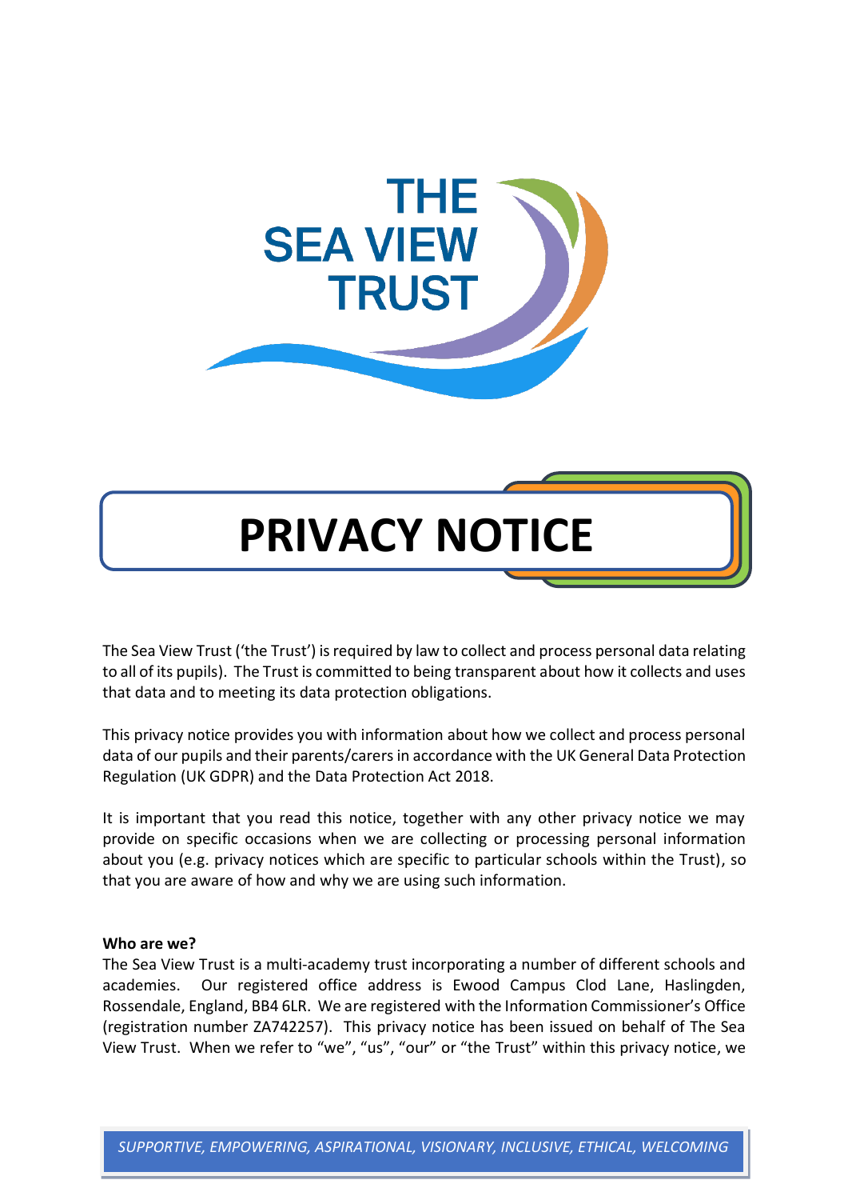# THE SEA VIEW TRUST

# PRIVACY NOTICE

The Sea View Trust ('the Trust') is required by law to collect and process personal data relating to all of its pupils). The Trust is committed to being transparent about how it collects and uses that data and to meeting its data protection obligations.

This privacy notice provides you with information about how we collect and process personal data of our pupils and their parents/carers in accordance with the UK General Data Protection Regulation (UK GDPR) and the Data Protection Act 2018.

It is important that you read this notice, together with any other privacy notice we may provide on specific occasions when we are collecting or processing personal information about you (e.g. privacy notices which are specific to particular schools within the Trust), so that you are aware of how and why we are using such information.

**Who are we?**

The Sea View Trust is a multi-academy trust incorporating a number of different schools and academies. Our registered office address is Ewood Campus Clod Lane, Haslingden, Rossendale, England, BB4 6LR. We are registered with the Information Commissioner's Office (registration number ZA742257). This privacy notice has been issued on behalf of The Sea View Trust. When we refer to "we", "us", "our" or "the Trust" within this privacy notice, we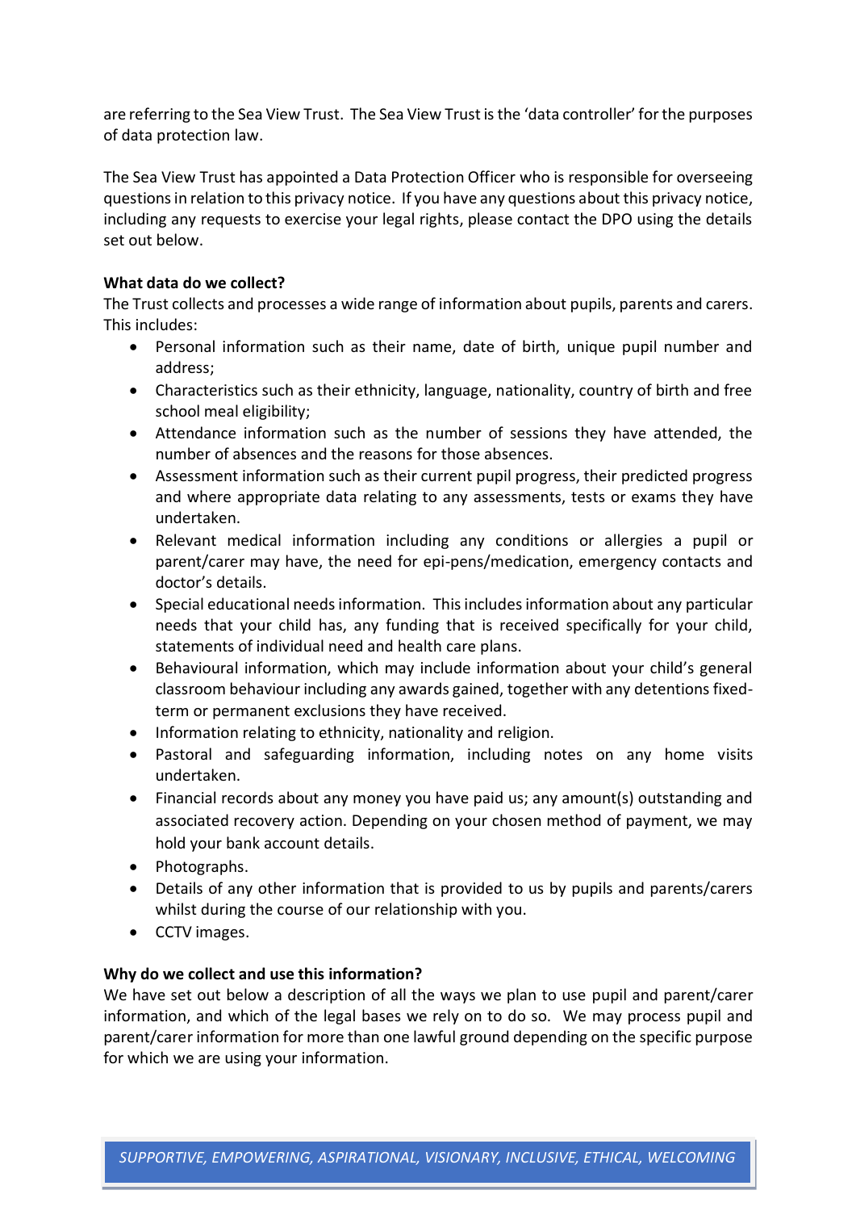are referring to the Sea View Trust. The Sea View Trust is the 'data controller' for the purposes of data protection law.

The Sea View Trust has appointed a Data Protection Officer who is responsible for overseeing questions in relation to this privacy notice. If you have any questions about this privacy notice, including any requests to exercise your legal rights, please contact the DPO using the details set out below.

**What data do we collect?**

The Trust collects and processes a wide range of information about pupils, parents and carers. This includes:

- Personal information such as their name, date of birth, unique pupil number and address;
- Characteristics such as their ethnicity, language, nationality, country of birth and free school meal eligibility;
- Attendance information such as the number of sessions they have attended, the number of absences and the reasons for those absences.
- Assessment information such as their current pupil progress, their predicted progress and where appropriate data relating to any assessments, tests or exams they have undertaken.
- Relevant medical information including any conditions or allergies a pupil or parent/carer may have, the need for epi-pens/medication, emergency contacts and doctor's details.
- Special educational needs information. This includes information about any particular needs that your child has, any funding that is received specifically for your child, statements of individual need and health care plans.
- Behavioural information, which may include information about your child's general classroom behaviour including any awards gained, together with any detentions fixed-term or permanent exclusions they have received.
- Information relating to ethnicity, nationality and religion.
- Pastoral and safeguarding information, including notes on any home visits undertaken.
- Financial records about any money you have paid us; any amount(s) outstanding and associated recovery action. Depending on your chosen method of payment, we may hold your bank account details.
- Photographs.
- Details of any other information that is provided to us by pupils and parents/carers whilst during the course of our relationship with you.
- CCTV images.

**Why do we collect and use this information?**

We have set out below a description of all the ways we plan to use pupil and parent/carer information, and which of the legal bases we rely on to do so. We may process pupil and parent/carer information for more than one lawful ground depending on the specific purpose for which we are using your information.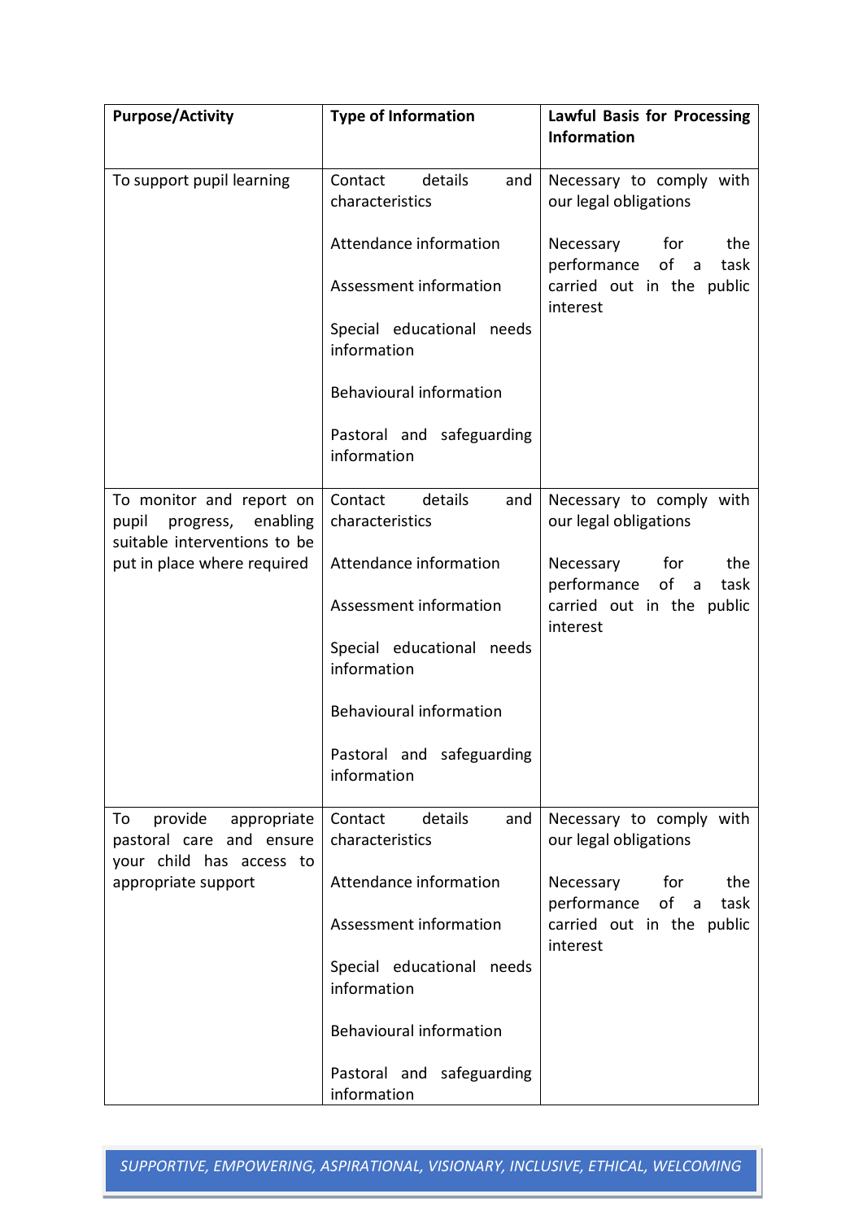| Purpose/Activity | Type of Information | Lawful Basis for Processing Information |
| --- | --- | --- |
| To support pupil learning | Contact details and characteristics<br><br>Attendance information<br><br>Assessment information<br><br>Special educational needs information<br><br>Behavioural information<br><br>Pastoral and safeguarding information | Necessary to comply with our legal obligations<br><br>Necessary for the performance of a task carried out in the public interest |
| To monitor and report on pupil progress, enabling suitable interventions to be put in place where required | Contact details and characteristics<br><br>Attendance information<br><br>Assessment information<br><br>Special educational needs information<br><br>Behavioural information<br><br>Pastoral and safeguarding information | Necessary to comply with our legal obligations<br><br>Necessary for the performance of a task carried out in the public interest |
| To provide appropriate pastoral care and ensure your child has access to appropriate support | Contact details and characteristics<br><br>Attendance information<br><br>Assessment information<br><br>Special educational needs information<br><br>Behavioural information<br><br>Pastoral and safeguarding information | Necessary to comply with our legal obligations<br><br>Necessary for the performance of a task carried out in the public interest |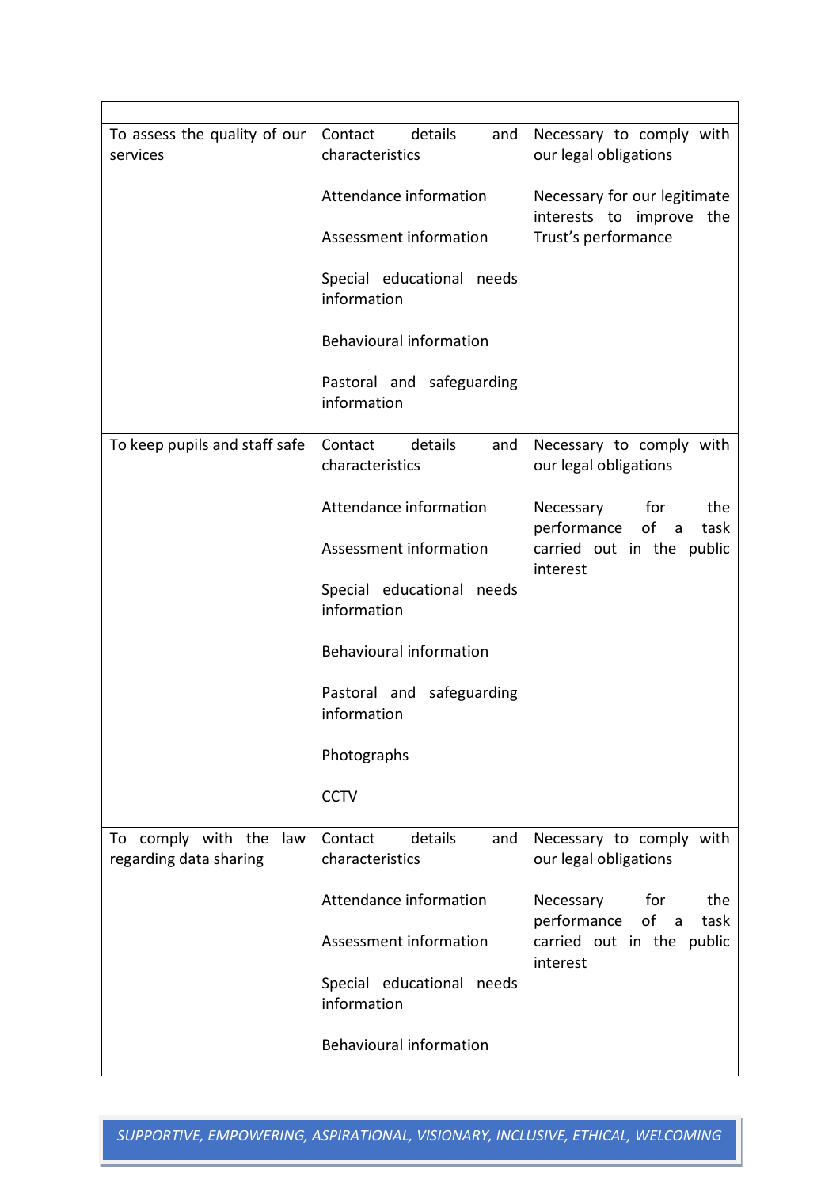| | | |
|---|---|---|
| To assess the quality of our services | Contact details and characteristics<br><br>Attendance information<br><br>Assessment information<br><br>Special educational needs information<br><br>Behavioural information<br><br>Pastoral and safeguarding information | Necessary to comply with our legal obligations<br><br>Necessary for our legitimate interests to improve the Trust's performance |
| To keep pupils and staff safe | Contact details and characteristics<br><br>Attendance information<br><br>Assessment information<br><br>Special educational needs information<br><br>Behavioural information<br><br>Pastoral and safeguarding information<br><br>Photographs<br><br>CCTV | Necessary to comply with our legal obligations<br><br>Necessary for the performance of a task carried out in the public interest |
| To comply with the law regarding data sharing | Contact details and characteristics<br><br>Attendance information<br><br>Assessment information<br><br>Special educational needs information<br><br>Behavioural information | Necessary to comply with our legal obligations<br><br>Necessary for the performance of a task carried out in the public interest |

*SUPPORTIVE, EMPOWERING, ASPIRATIONAL, VISIONARY, INCLUSIVE, ETHICAL, WELCOMING*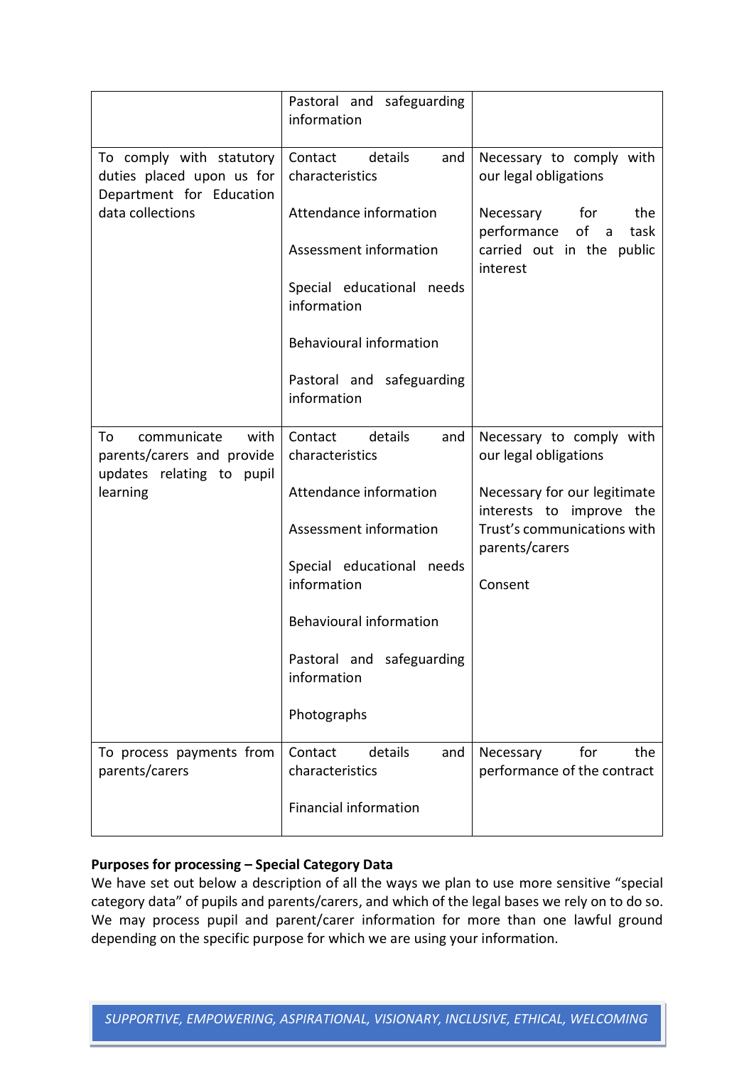| | | |
|---|---|---|
| | Pastoral and safeguarding information | |
| To comply with statutory duties placed upon us for Department for Education data collections | Contact details and characteristics<br><br>Attendance information<br><br>Assessment information<br><br>Special educational needs information<br><br>Behavioural information<br><br>Pastoral and safeguarding information | Necessary to comply with our legal obligations<br><br>Necessary for the performance of a task carried out in the public interest |
| To communicate with parents/carers and provide updates relating to pupil learning | Contact details and characteristics<br><br>Attendance information<br><br>Assessment information<br><br>Special educational needs information<br><br>Behavioural information<br><br>Pastoral and safeguarding information<br><br>Photographs | Necessary to comply with our legal obligations<br><br>Necessary for our legitimate interests to improve the Trust's communications with parents/carers<br><br>Consent |
| To process payments from parents/carers | Contact details and characteristics<br><br>Financial information | Necessary for the performance of the contract |

**Purposes for processing – Special Category Data**

We have set out below a description of all the ways we plan to use more sensitive "special category data" of pupils and parents/carers, and which of the legal bases we rely on to do so. We may process pupil and parent/carer information for more than one lawful ground depending on the specific purpose for which we are using your information.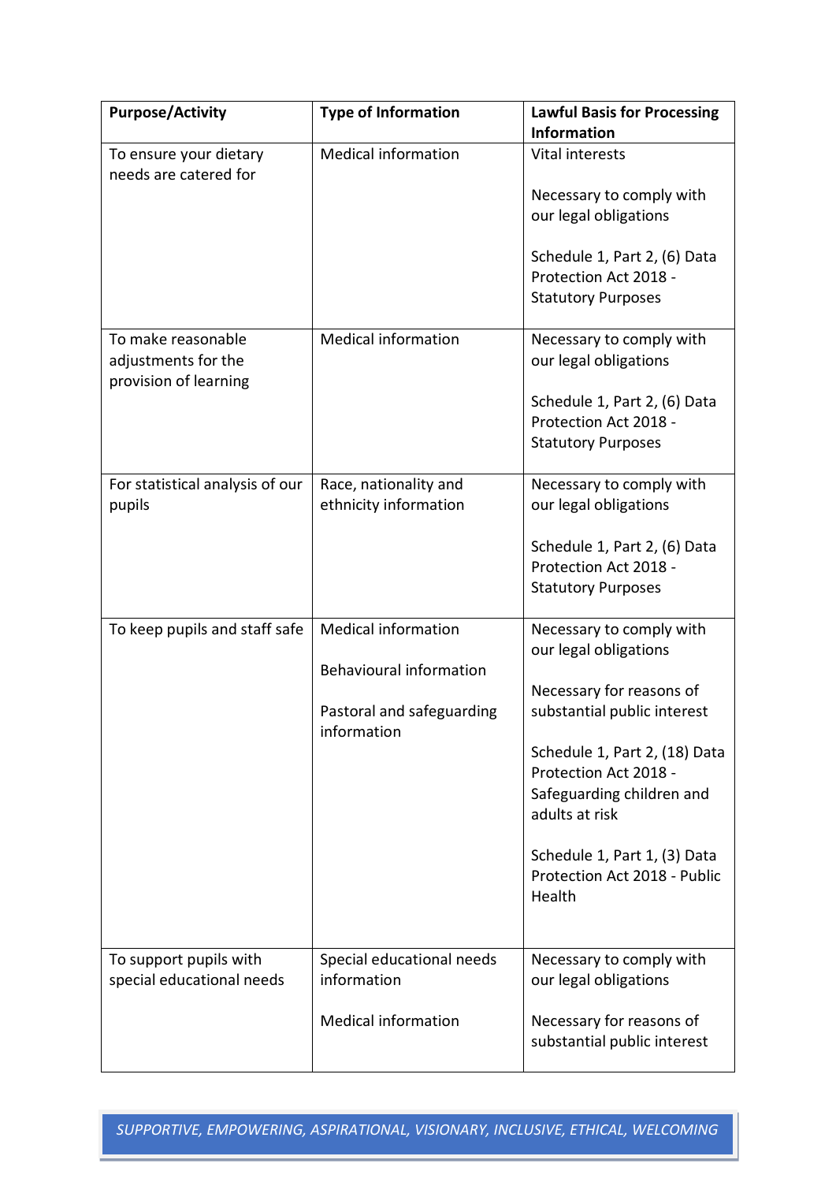| Purpose/Activity | Type of Information | Lawful Basis for Processing Information |
|---|---|---|
| To ensure your dietary needs are catered for | Medical information | Vital interests<br><br>Necessary to comply with our legal obligations<br><br>Schedule 1, Part 2, (6) Data Protection Act 2018 - Statutory Purposes |
| To make reasonable adjustments for the provision of learning | Medical information | Necessary to comply with our legal obligations<br><br>Schedule 1, Part 2, (6) Data Protection Act 2018 - Statutory Purposes |
| For statistical analysis of our pupils | Race, nationality and ethnicity information | Necessary to comply with our legal obligations<br><br>Schedule 1, Part 2, (6) Data Protection Act 2018 - Statutory Purposes |
| To keep pupils and staff safe | Medical information<br><br>Behavioural information<br><br>Pastoral and safeguarding information | Necessary to comply with our legal obligations<br><br>Necessary for reasons of substantial public interest<br><br>Schedule 1, Part 2, (18) Data Protection Act 2018 - Safeguarding children and adults at risk<br><br>Schedule 1, Part 1, (3) Data Protection Act 2018 - Public Health |
| To support pupils with special educational needs | Special educational needs information<br><br>Medical information | Necessary to comply with our legal obligations<br><br>Necessary for reasons of substantial public interest |

*SUPPORTIVE, EMPOWERING, ASPIRATIONAL, VISIONARY, INCLUSIVE, ETHICAL, WELCOMING*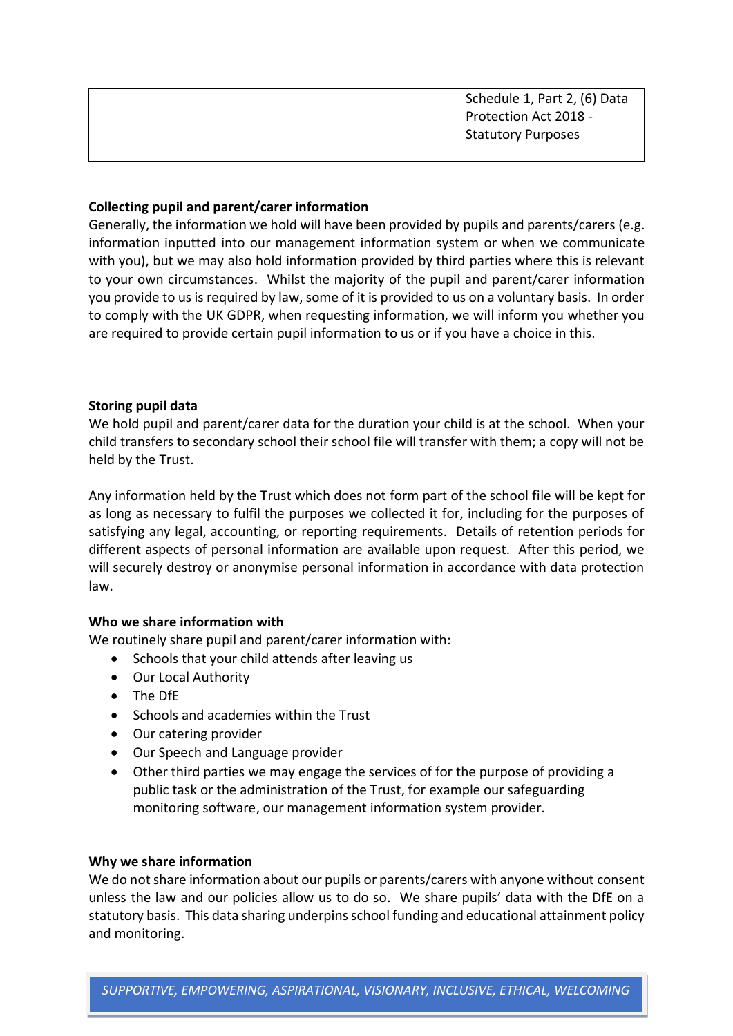| | | Schedule 1, Part 2, (6) Data Protection Act 2018 - Statutory Purposes |
|---|---|---|

**Collecting pupil and parent/carer information**

Generally, the information we hold will have been provided by pupils and parents/carers (e.g. information inputted into our management information system or when we communicate with you), but we may also hold information provided by third parties where this is relevant to your own circumstances. Whilst the majority of the pupil and parent/carer information you provide to us is required by law, some of it is provided to us on a voluntary basis. In order to comply with the UK GDPR, when requesting information, we will inform you whether you are required to provide certain pupil information to us or if you have a choice in this.

**Storing pupil data**

We hold pupil and parent/carer data for the duration your child is at the school. When your child transfers to secondary school their school file will transfer with them; a copy will not be held by the Trust.

Any information held by the Trust which does not form part of the school file will be kept for as long as necessary to fulfil the purposes we collected it for, including for the purposes of satisfying any legal, accounting, or reporting requirements. Details of retention periods for different aspects of personal information are available upon request. After this period, we will securely destroy or anonymise personal information in accordance with data protection law.

**Who we share information with**

We routinely share pupil and parent/carer information with:

- Schools that your child attends after leaving us
- Our Local Authority
- The DfE
- Schools and academies within the Trust
- Our catering provider
- Our Speech and Language provider
- Other third parties we may engage the services of for the purpose of providing a public task or the administration of the Trust, for example our safeguarding monitoring software, our management information system provider.

**Why we share information**

We do not share information about our pupils or parents/carers with anyone without consent unless the law and our policies allow us to do so. We share pupils' data with the DfE on a statutory basis. This data sharing underpins school funding and educational attainment policy and monitoring.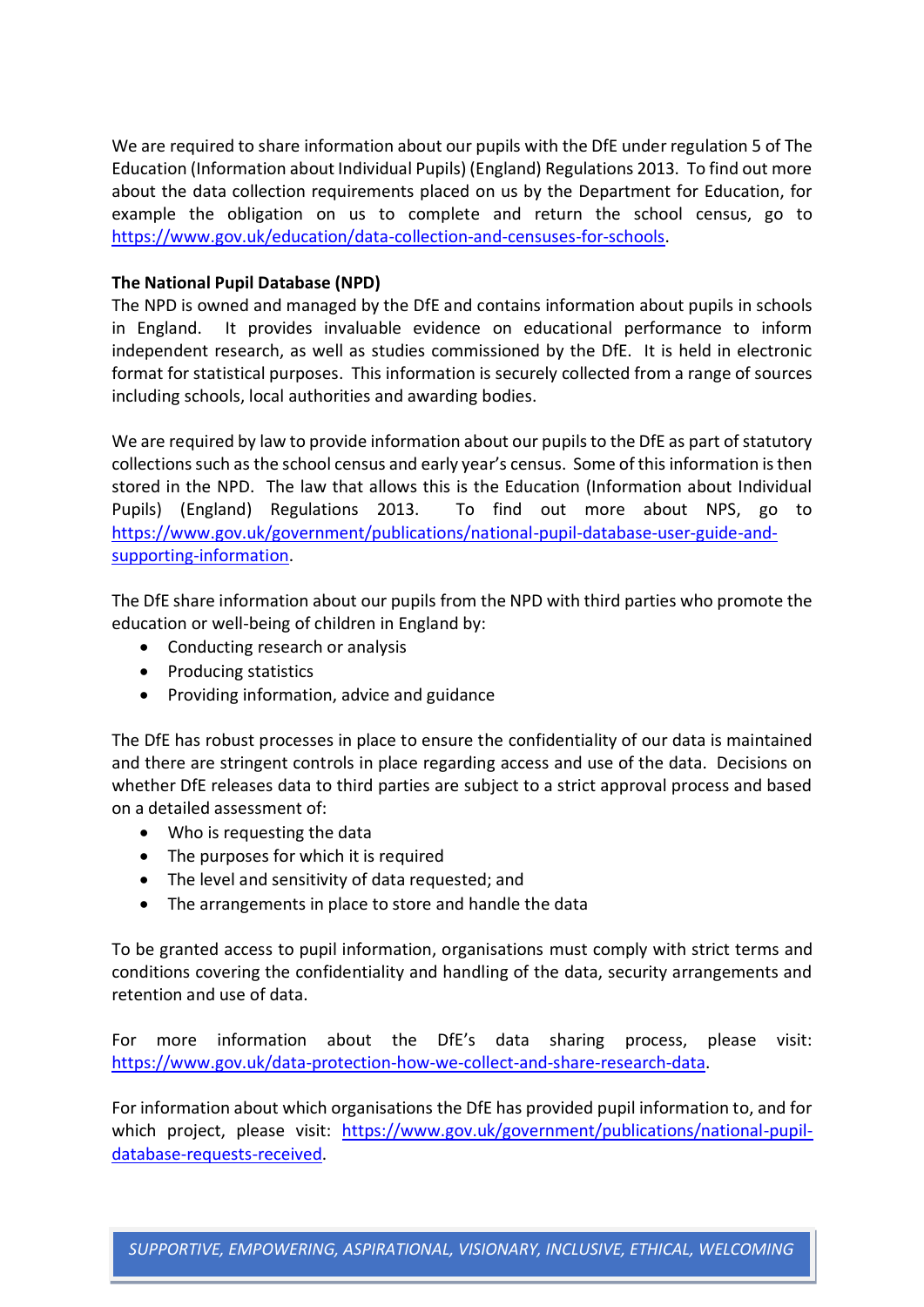We are required to share information about our pupils with the DfE under regulation 5 of The Education (Information about Individual Pupils) (England) Regulations 2013. To find out more about the data collection requirements placed on us by the Department for Education, for example the obligation on us to complete and return the school census, go to https://www.gov.uk/education/data-collection-and-censuses-for-schools.

**The National Pupil Database (NPD)**

The NPD is owned and managed by the DfE and contains information about pupils in schools in England. It provides invaluable evidence on educational performance to inform independent research, as well as studies commissioned by the DfE. It is held in electronic format for statistical purposes. This information is securely collected from a range of sources including schools, local authorities and awarding bodies.

We are required by law to provide information about our pupils to the DfE as part of statutory collections such as the school census and early year's census. Some of this information is then stored in the NPD. The law that allows this is the Education (Information about Individual Pupils) (England) Regulations 2013. To find out more about NPS, go to https://www.gov.uk/government/publications/national-pupil-database-user-guide-and-supporting-information.

The DfE share information about our pupils from the NPD with third parties who promote the education or well-being of children in England by:

- Conducting research or analysis
- Producing statistics
- Providing information, advice and guidance

The DfE has robust processes in place to ensure the confidentiality of our data is maintained and there are stringent controls in place regarding access and use of the data. Decisions on whether DfE releases data to third parties are subject to a strict approval process and based on a detailed assessment of:

- Who is requesting the data
- The purposes for which it is required
- The level and sensitivity of data requested; and
- The arrangements in place to store and handle the data

To be granted access to pupil information, organisations must comply with strict terms and conditions covering the confidentiality and handling of the data, security arrangements and retention and use of data.

For more information about the DfE's data sharing process, please visit: https://www.gov.uk/data-protection-how-we-collect-and-share-research-data.

For information about which organisations the DfE has provided pupil information to, and for which project, please visit: https://www.gov.uk/government/publications/national-pupil-database-requests-received.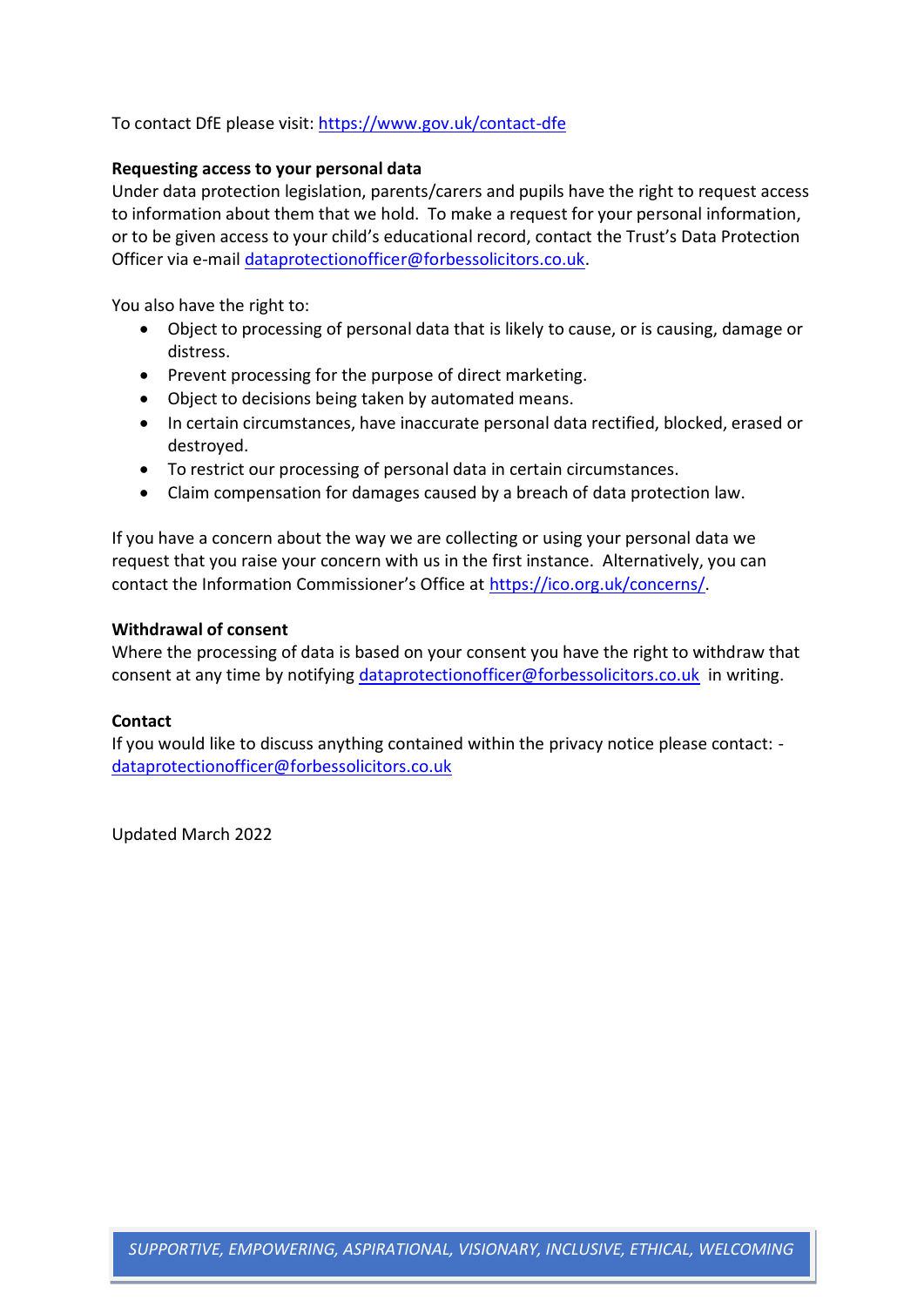To contact DfE please visit: https://www.gov.uk/contact-dfe

**Requesting access to your personal data**

Under data protection legislation, parents/carers and pupils have the right to request access to information about them that we hold. To make a request for your personal information, or to be given access to your child's educational record, contact the Trust's Data Protection Officer via e-mail dataprotectionofficer@forbessolicitors.co.uk.

You also have the right to:

- Object to processing of personal data that is likely to cause, or is causing, damage or distress.
- Prevent processing for the purpose of direct marketing.
- Object to decisions being taken by automated means.
- In certain circumstances, have inaccurate personal data rectified, blocked, erased or destroyed.
- To restrict our processing of personal data in certain circumstances.
- Claim compensation for damages caused by a breach of data protection law.

If you have a concern about the way we are collecting or using your personal data we request that you raise your concern with us in the first instance. Alternatively, you can contact the Information Commissioner's Office at https://ico.org.uk/concerns/.

**Withdrawal of consent**

Where the processing of data is based on your consent you have the right to withdraw that consent at any time by notifying dataprotectionofficer@forbessolicitors.co.uk in writing.

**Contact**

If you would like to discuss anything contained within the privacy notice please contact: - dataprotectionofficer@forbessolicitors.co.uk

Updated March 2022